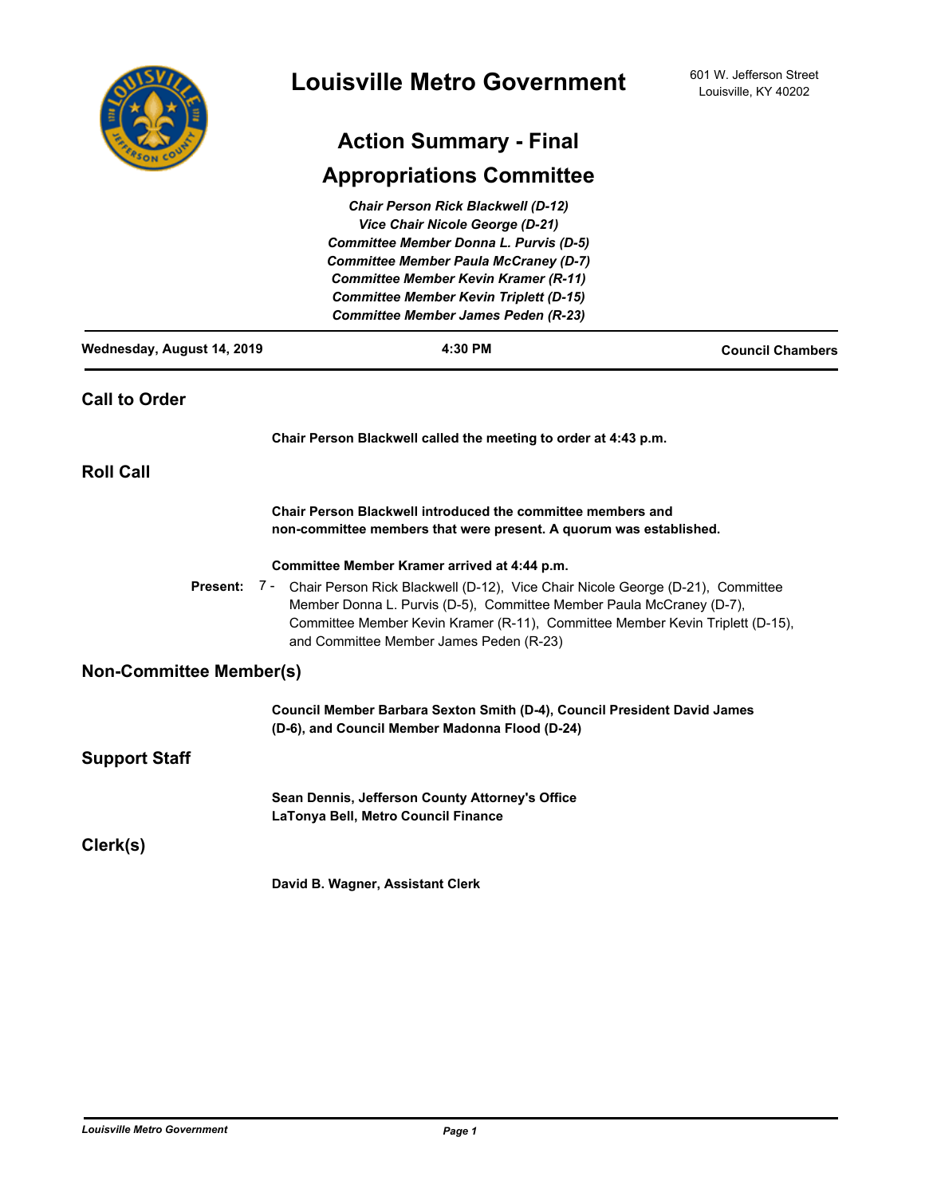# Louisville Metro Government

601 W. Jefferson Street
Louisville, KY 40202

## Action Summary - Final

## Appropriations Committee

*Chair Person Rick Blackwell (D-12)*
*Vice Chair Nicole George (D-21)*
*Committee Member Donna L. Purvis (D-5)*
*Committee Member Paula McCraney (D-7)*
*Committee Member Kevin Kramer (R-11)*
*Committee Member Kevin Triplett (D-15)*
*Committee Member James Peden (R-23)*

**Wednesday, August 14, 2019** | **4:30 PM** | **Council Chambers**

## Call to Order

**Chair Person Blackwell called the meeting to order at 4:43 p.m.**

## Roll Call

**Chair Person Blackwell introduced the committee members and non-committee members that were present. A quorum was established.**

**Committee Member Kramer arrived at 4:44 p.m.**

**Present:** 7 - Chair Person Rick Blackwell (D-12), Vice Chair Nicole George (D-21), Committee Member Donna L. Purvis (D-5), Committee Member Paula McCraney (D-7), Committee Member Kevin Kramer (R-11), Committee Member Kevin Triplett (D-15), and Committee Member James Peden (R-23)

## Non-Committee Member(s)

**Council Member Barbara Sexton Smith (D-4), Council President David James (D-6), and Council Member Madonna Flood (D-24)**

## Support Staff

**Sean Dennis, Jefferson County Attorney's Office**
**LaTonya Bell, Metro Council Finance**

## Clerk(s)

**David B. Wagner, Assistant Clerk**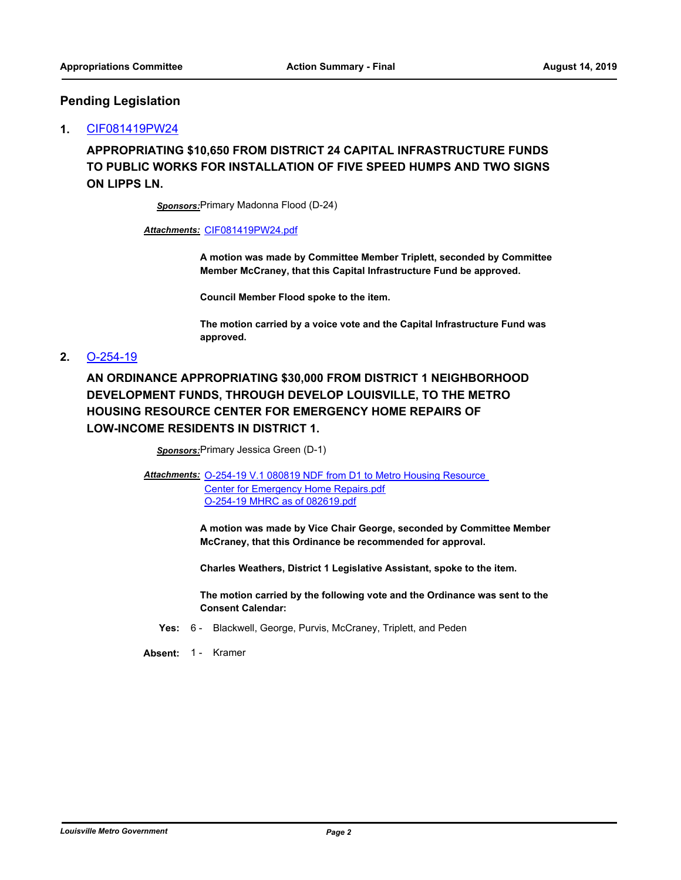## Pending Legislation

**1.** CIF081419PW24

**APPROPRIATING $10,650 FROM DISTRICT 24 CAPITAL INFRASTRUCTURE FUNDS TO PUBLIC WORKS FOR INSTALLATION OF FIVE SPEED HUMPS AND TWO SIGNS ON LIPPS LN.**

***Sponsors:*** Primary Madonna Flood (D-24)

***Attachments:*** CIF081419PW24.pdf

**A motion was made by Committee Member Triplett, seconded by Committee Member McCraney, that this Capital Infrastructure Fund be approved.**

**Council Member Flood spoke to the item.**

**The motion carried by a voice vote and the Capital Infrastructure Fund was approved.**

**2.** O-254-19

**AN ORDINANCE APPROPRIATING $30,000 FROM DISTRICT 1 NEIGHBORHOOD DEVELOPMENT FUNDS, THROUGH DEVELOP LOUISVILLE, TO THE METRO HOUSING RESOURCE CENTER FOR EMERGENCY HOME REPAIRS OF LOW-INCOME RESIDENTS IN DISTRICT 1.**

***Sponsors:*** Primary Jessica Green (D-1)

***Attachments:*** O-254-19 V.1 080819 NDF from D1 to Metro Housing Resource Center for Emergency Home Repairs.pdf
O-254-19 MHRC as of 082619.pdf

**A motion was made by Vice Chair George, seconded by Committee Member McCraney, that this Ordinance be recommended for approval.**

**Charles Weathers, District 1 Legislative Assistant, spoke to the item.**

**The motion carried by the following vote and the Ordinance was sent to the Consent Calendar:**

**Yes:** 6 - Blackwell, George, Purvis, McCraney, Triplett, and Peden

**Absent:** 1 - Kramer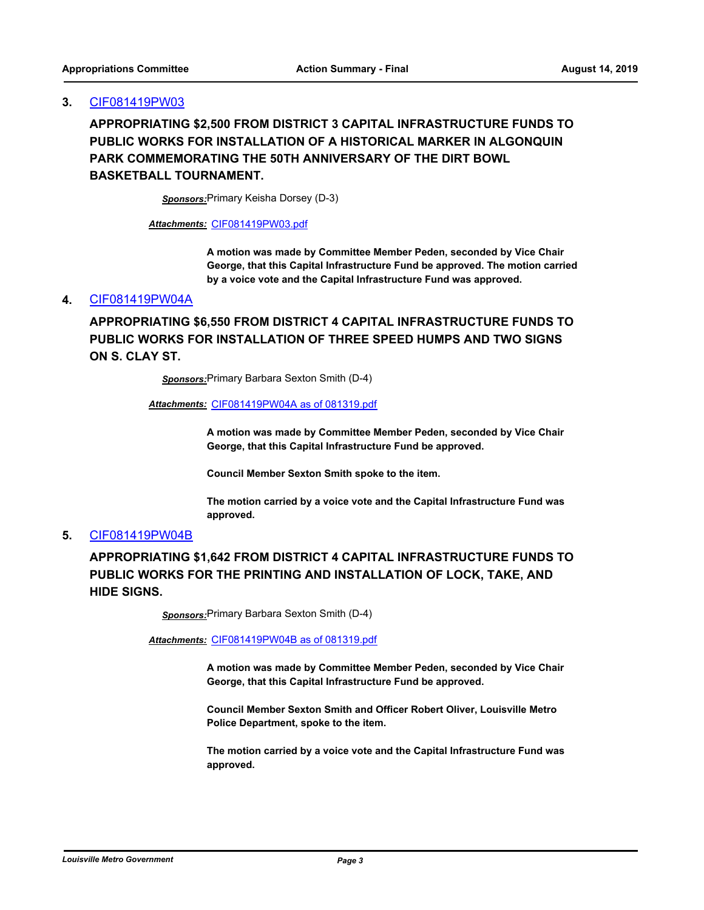**3.** CIF081419PW03

**APPROPRIATING $2,500 FROM DISTRICT 3 CAPITAL INFRASTRUCTURE FUNDS TO PUBLIC WORKS FOR INSTALLATION OF A HISTORICAL MARKER IN ALGONQUIN PARK COMMEMORATING THE 50TH ANNIVERSARY OF THE DIRT BOWL BASKETBALL TOURNAMENT.**

***Sponsors:*** Primary Keisha Dorsey (D-3)

***Attachments:*** CIF081419PW03.pdf

**A motion was made by Committee Member Peden, seconded by Vice Chair George, that this Capital Infrastructure Fund be approved. The motion carried by a voice vote and the Capital Infrastructure Fund was approved.**

**4.** CIF081419PW04A

**APPROPRIATING $6,550 FROM DISTRICT 4 CAPITAL INFRASTRUCTURE FUNDS TO PUBLIC WORKS FOR INSTALLATION OF THREE SPEED HUMPS AND TWO SIGNS ON S. CLAY ST.**

***Sponsors:*** Primary Barbara Sexton Smith (D-4)

***Attachments:*** CIF081419PW04A as of 081319.pdf

**A motion was made by Committee Member Peden, seconded by Vice Chair George, that this Capital Infrastructure Fund be approved.**

**Council Member Sexton Smith spoke to the item.**

**The motion carried by a voice vote and the Capital Infrastructure Fund was approved.**

**5.** CIF081419PW04B

**APPROPRIATING $1,642 FROM DISTRICT 4 CAPITAL INFRASTRUCTURE FUNDS TO PUBLIC WORKS FOR THE PRINTING AND INSTALLATION OF LOCK, TAKE, AND HIDE SIGNS.**

***Sponsors:*** Primary Barbara Sexton Smith (D-4)

***Attachments:*** CIF081419PW04B as of 081319.pdf

**A motion was made by Committee Member Peden, seconded by Vice Chair George, that this Capital Infrastructure Fund be approved.**

**Council Member Sexton Smith and Officer Robert Oliver, Louisville Metro Police Department, spoke to the item.**

**The motion carried by a voice vote and the Capital Infrastructure Fund was approved.**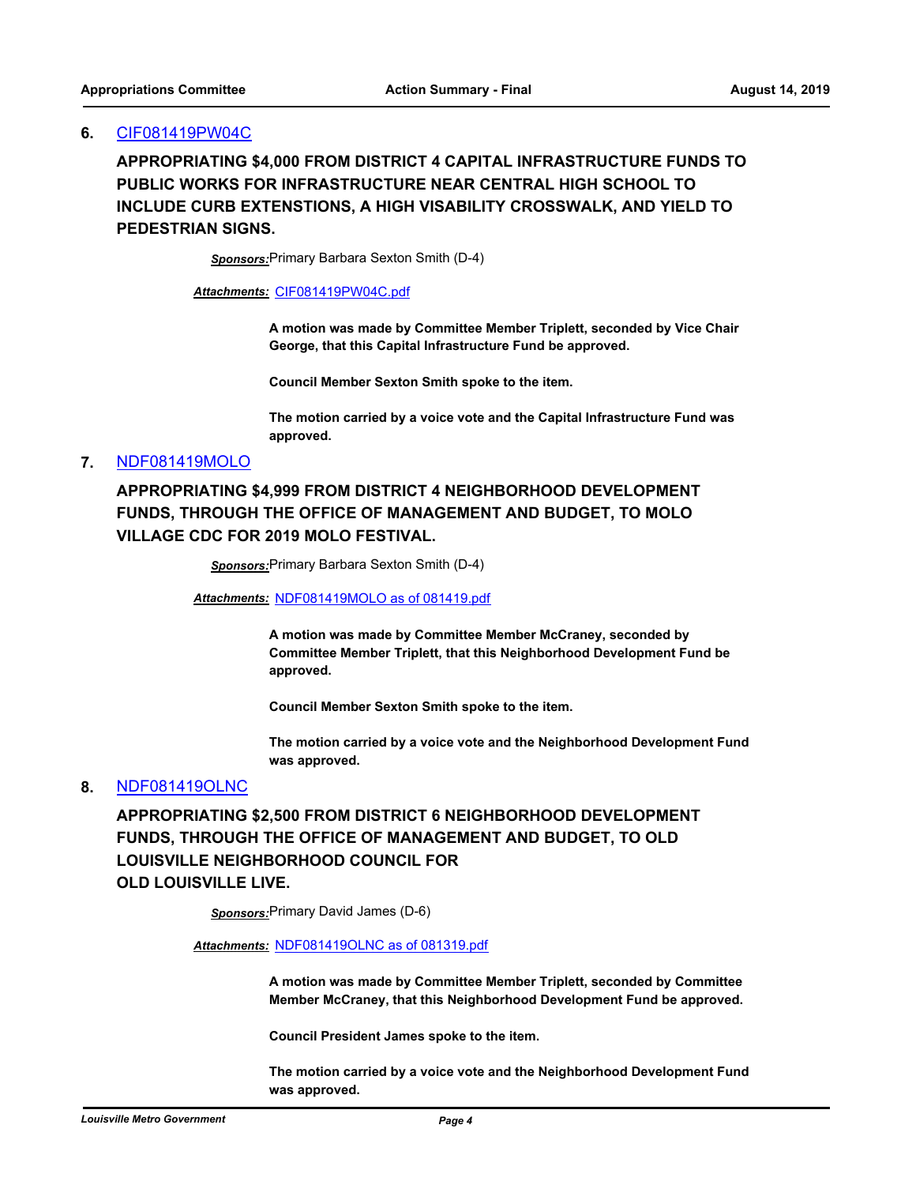## 6. CIF081419PW04C

**APPROPRIATING $4,000 FROM DISTRICT 4 CAPITAL INFRASTRUCTURE FUNDS TO PUBLIC WORKS FOR INFRASTRUCTURE NEAR CENTRAL HIGH SCHOOL TO INCLUDE CURB EXTENTIONS, A HIGH VISABILITY CROSSWALK, AND YIELD TO PEDESTRIAN SIGNS.**

***Sponsors:*** Primary Barbara Sexton Smith (D-4)

***Attachments:*** CIF081419PW04C.pdf

**A motion was made by Committee Member Triplett, seconded by Vice Chair George, that this Capital Infrastructure Fund be approved.**

**Council Member Sexton Smith spoke to the item.**

**The motion carried by a voice vote and the Capital Infrastructure Fund was approved.**

## 7. NDF081419MOLO

**APPROPRIATING $4,999 FROM DISTRICT 4 NEIGHBORHOOD DEVELOPMENT FUNDS, THROUGH THE OFFICE OF MANAGEMENT AND BUDGET, TO MOLO VILLAGE CDC FOR 2019 MOLO FESTIVAL.**

***Sponsors:*** Primary Barbara Sexton Smith (D-4)

***Attachments:*** NDF081419MOLO as of 081419.pdf

**A motion was made by Committee Member McCraney, seconded by Committee Member Triplett, that this Neighborhood Development Fund be approved.**

**Council Member Sexton Smith spoke to the item.**

**The motion carried by a voice vote and the Neighborhood Development Fund was approved.**

## 8. NDF081419OLNC

**APPROPRIATING $2,500 FROM DISTRICT 6 NEIGHBORHOOD DEVELOPMENT FUNDS, THROUGH THE OFFICE OF MANAGEMENT AND BUDGET, TO OLD LOUISVILLE NEIGHBORHOOD COUNCIL FOR OLD LOUISVILLE LIVE.**

***Sponsors:*** Primary David James (D-6)

***Attachments:*** NDF081419OLNC as of 081319.pdf

**A motion was made by Committee Member Triplett, seconded by Committee Member McCraney, that this Neighborhood Development Fund be approved.**

**Council President James spoke to the item.**

**The motion carried by a voice vote and the Neighborhood Development Fund was approved.**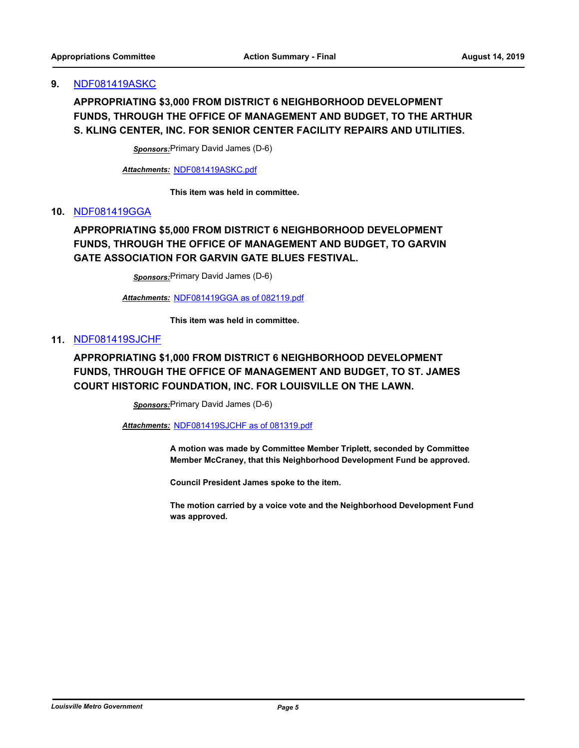**9.** NDF081419ASKC

**APPROPRIATING $3,000 FROM DISTRICT 6 NEIGHBORHOOD DEVELOPMENT FUNDS, THROUGH THE OFFICE OF MANAGEMENT AND BUDGET, TO THE ARTHUR S. KLING CENTER, INC. FOR SENIOR CENTER FACILITY REPAIRS AND UTILITIES.**

***Sponsors:*** Primary David James (D-6)

***Attachments:*** NDF081419ASKC.pdf

**This item was held in committee.**

**10.** NDF081419GGA

**APPROPRIATING $5,000 FROM DISTRICT 6 NEIGHBORHOOD DEVELOPMENT FUNDS, THROUGH THE OFFICE OF MANAGEMENT AND BUDGET, TO GARVIN GATE ASSOCIATION FOR GARVIN GATE BLUES FESTIVAL.**

***Sponsors:*** Primary David James (D-6)

***Attachments:*** NDF081419GGA as of 082119.pdf

**This item was held in committee.**

**11.** NDF081419SJCHF

**APPROPRIATING $1,000 FROM DISTRICT 6 NEIGHBORHOOD DEVELOPMENT FUNDS, THROUGH THE OFFICE OF MANAGEMENT AND BUDGET, TO ST. JAMES COURT HISTORIC FOUNDATION, INC. FOR LOUISVILLE ON THE LAWN.**

***Sponsors:*** Primary David James (D-6)

***Attachments:*** NDF081419SJCHF as of 081319.pdf

**A motion was made by Committee Member Triplett, seconded by Committee Member McCraney, that this Neighborhood Development Fund be approved.**

**Council President James spoke to the item.**

**The motion carried by a voice vote and the Neighborhood Development Fund was approved.**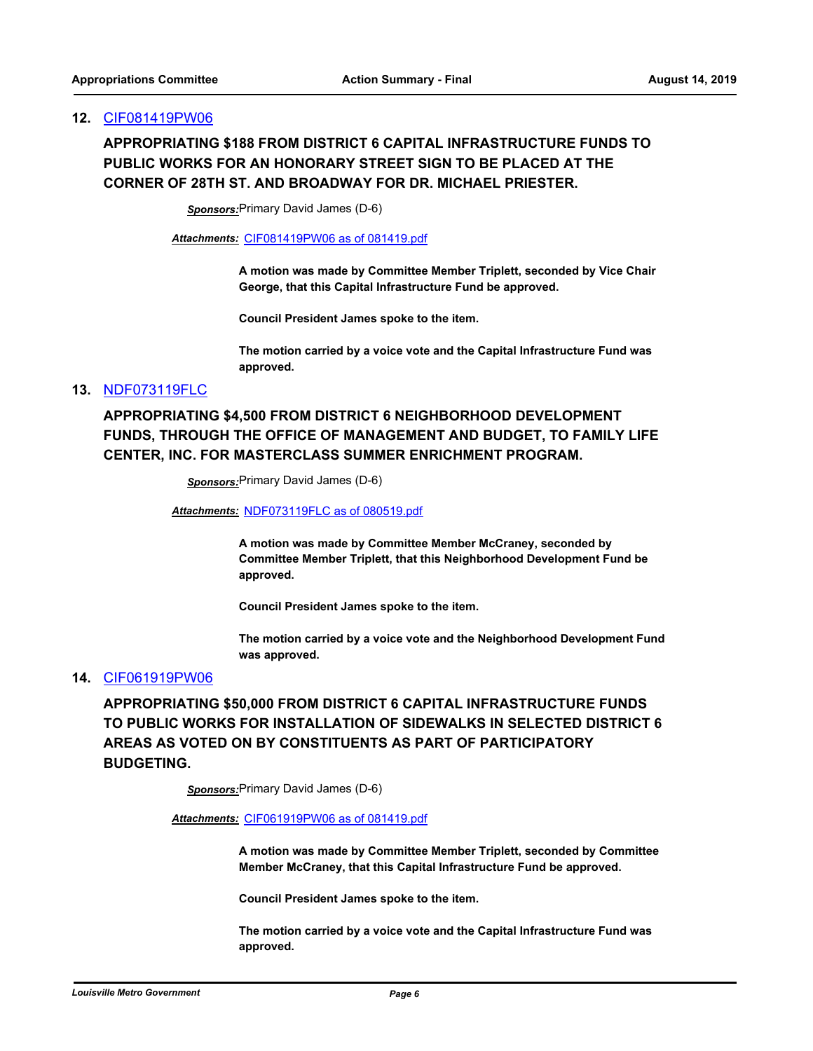**12.** CIF081419PW06

**APPROPRIATING $188 FROM DISTRICT 6 CAPITAL INFRASTRUCTURE FUNDS TO PUBLIC WORKS FOR AN HONORARY STREET SIGN TO BE PLACED AT THE CORNER OF 28TH ST. AND BROADWAY FOR DR. MICHAEL PRIESTER.**

***Sponsors:*** Primary David James (D-6)

***Attachments:*** CIF081419PW06 as of 081419.pdf

**A motion was made by Committee Member Triplett, seconded by Vice Chair George, that this Capital Infrastructure Fund be approved.**

**Council President James spoke to the item.**

**The motion carried by a voice vote and the Capital Infrastructure Fund was approved.**

**13.** NDF073119FLC

**APPROPRIATING $4,500 FROM DISTRICT 6 NEIGHBORHOOD DEVELOPMENT FUNDS, THROUGH THE OFFICE OF MANAGEMENT AND BUDGET, TO FAMILY LIFE CENTER, INC. FOR MASTERCLASS SUMMER ENRICHMENT PROGRAM.**

***Sponsors:*** Primary David James (D-6)

***Attachments:*** NDF073119FLC as of 080519.pdf

**A motion was made by Committee Member McCraney, seconded by Committee Member Triplett, that this Neighborhood Development Fund be approved.**

**Council President James spoke to the item.**

**The motion carried by a voice vote and the Neighborhood Development Fund was approved.**

**14.** CIF061919PW06

**APPROPRIATING $50,000 FROM DISTRICT 6 CAPITAL INFRASTRUCTURE FUNDS TO PUBLIC WORKS FOR INSTALLATION OF SIDEWALKS IN SELECTED DISTRICT 6 AREAS AS VOTED ON BY CONSTITUENTS AS PART OF PARTICIPATORY BUDGETING.**

***Sponsors:*** Primary David James (D-6)

***Attachments:*** CIF061919PW06 as of 081419.pdf

**A motion was made by Committee Member Triplett, seconded by Committee Member McCraney, that this Capital Infrastructure Fund be approved.**

**Council President James spoke to the item.**

**The motion carried by a voice vote and the Capital Infrastructure Fund was approved.**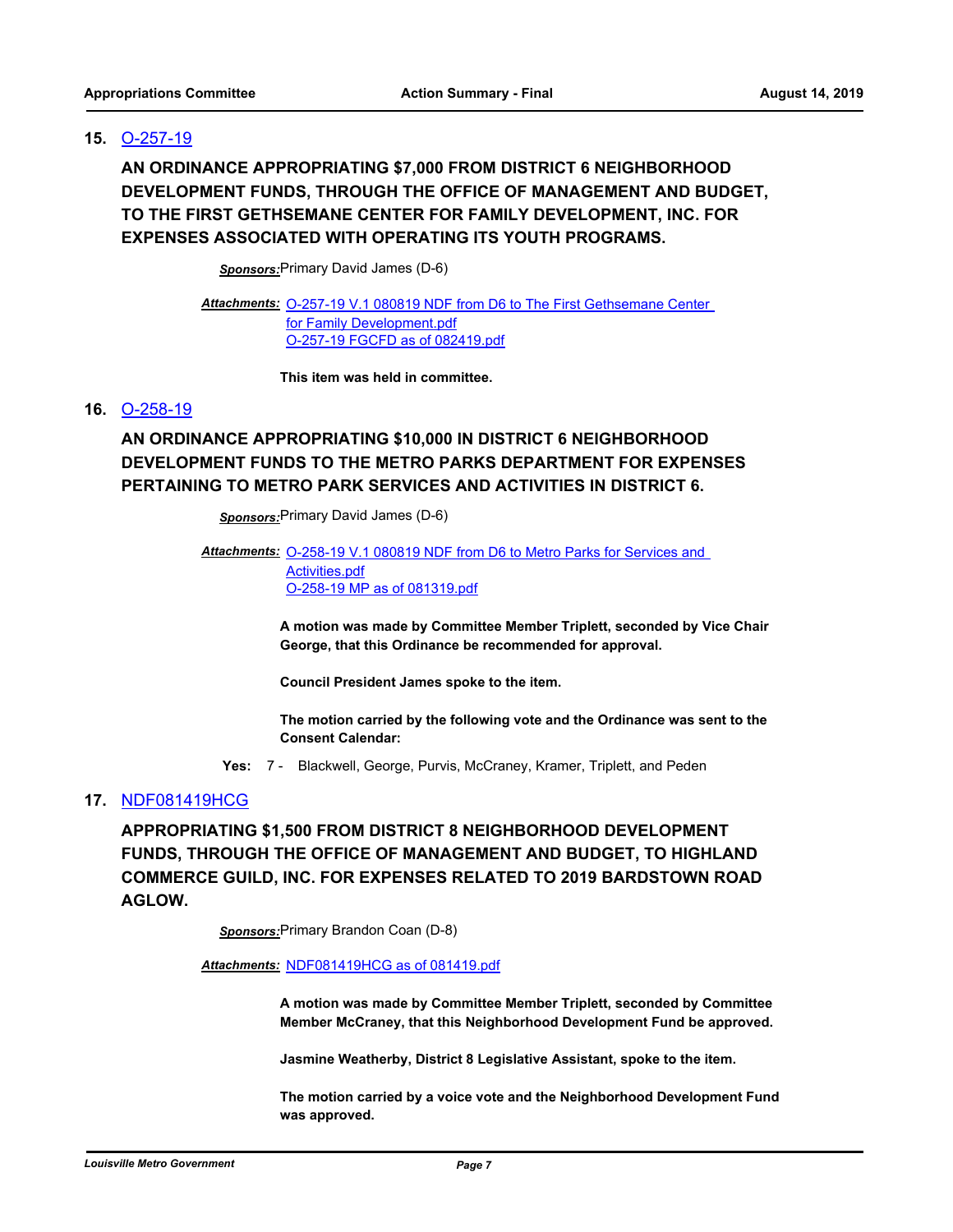**15.** O-257-19

**AN ORDINANCE APPROPRIATING $7,000 FROM DISTRICT 6 NEIGHBORHOOD DEVELOPMENT FUNDS, THROUGH THE OFFICE OF MANAGEMENT AND BUDGET, TO THE FIRST GETHSEMANE CENTER FOR FAMILY DEVELOPMENT, INC. FOR EXPENSES ASSOCIATED WITH OPERATING ITS YOUTH PROGRAMS.**

***Sponsors:*** Primary David James (D-6)

***Attachments:*** O-257-19 V.1 080819 NDF from D6 to The First Gethsemane Center for Family Development.pdf
O-257-19 FGCFD as of 082419.pdf

**This item was held in committee.**

**16.** O-258-19

**AN ORDINANCE APPROPRIATING $10,000 IN DISTRICT 6 NEIGHBORHOOD DEVELOPMENT FUNDS TO THE METRO PARKS DEPARTMENT FOR EXPENSES PERTAINING TO METRO PARK SERVICES AND ACTIVITIES IN DISTRICT 6.**

***Sponsors:*** Primary David James (D-6)

***Attachments:*** O-258-19 V.1 080819 NDF from D6 to Metro Parks for Services and Activities.pdf
O-258-19 MP as of 081319.pdf

**A motion was made by Committee Member Triplett, seconded by Vice Chair George, that this Ordinance be recommended for approval.**

**Council President James spoke to the item.**

**The motion carried by the following vote and the Ordinance was sent to the Consent Calendar:**

**Yes:** 7 - Blackwell, George, Purvis, McCraney, Kramer, Triplett, and Peden

**17.** NDF081419HCG

**APPROPRIATING $1,500 FROM DISTRICT 8 NEIGHBORHOOD DEVELOPMENT FUNDS, THROUGH THE OFFICE OF MANAGEMENT AND BUDGET, TO HIGHLAND COMMERCE GUILD, INC. FOR EXPENSES RELATED TO 2019 BARDSTOWN ROAD AGLOW.**

***Sponsors:*** Primary Brandon Coan (D-8)

***Attachments:*** NDF081419HCG as of 081419.pdf

**A motion was made by Committee Member Triplett, seconded by Committee Member McCraney, that this Neighborhood Development Fund be approved.**

**Jasmine Weatherby, District 8 Legislative Assistant, spoke to the item.**

**The motion carried by a voice vote and the Neighborhood Development Fund was approved.**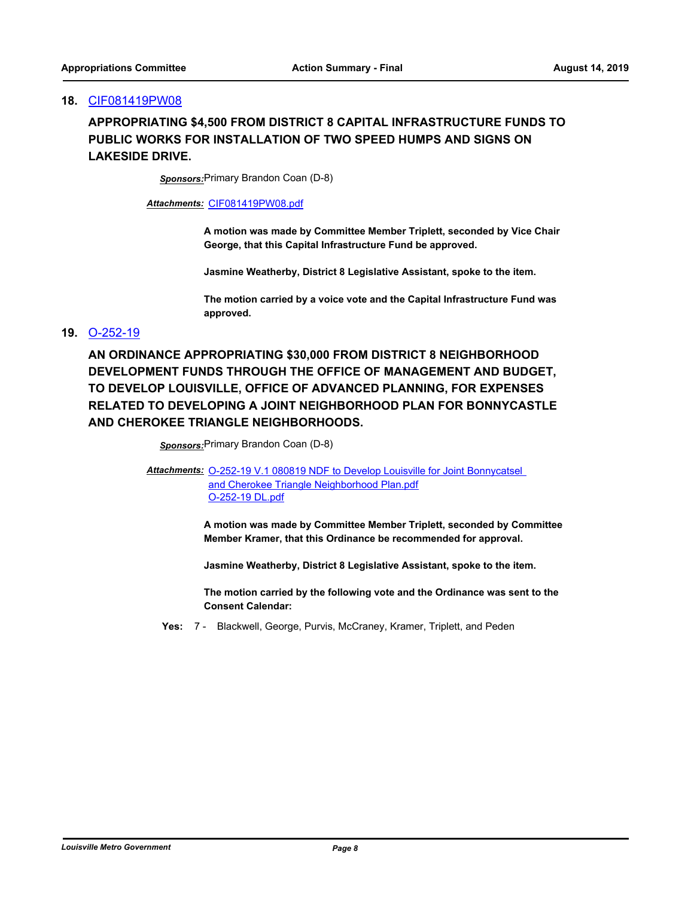## 18. CIF081419PW08

**APPROPRIATING $4,500 FROM DISTRICT 8 CAPITAL INFRASTRUCTURE FUNDS TO PUBLIC WORKS FOR INSTALLATION OF TWO SPEED HUMPS AND SIGNS ON LAKESIDE DRIVE.**

***Sponsors:*** Primary Brandon Coan (D-8)

***Attachments:*** CIF081419PW08.pdf

**A motion was made by Committee Member Triplett, seconded by Vice Chair George, that this Capital Infrastructure Fund be approved.**

**Jasmine Weatherby, District 8 Legislative Assistant, spoke to the item.**

**The motion carried by a voice vote and the Capital Infrastructure Fund was approved.**

## 19. O-252-19

**AN ORDINANCE APPROPRIATING $30,000 FROM DISTRICT 8 NEIGHBORHOOD DEVELOPMENT FUNDS THROUGH THE OFFICE OF MANAGEMENT AND BUDGET, TO DEVELOP LOUISVILLE, OFFICE OF ADVANCED PLANNING, FOR EXPENSES RELATED TO DEVELOPING A JOINT NEIGHBORHOOD PLAN FOR BONNYCASTLE AND CHEROKEE TRIANGLE NEIGHBORHOODS.**

***Sponsors:*** Primary Brandon Coan (D-8)

***Attachments:*** O-252-19 V.1 080819 NDF to Develop Louisville for Joint Bonnycatsel and Cherokee Triangle Neighborhood Plan.pdf
O-252-19 DL.pdf

**A motion was made by Committee Member Triplett, seconded by Committee Member Kramer, that this Ordinance be recommended for approval.**

**Jasmine Weatherby, District 8 Legislative Assistant, spoke to the item.**

**The motion carried by the following vote and the Ordinance was sent to the Consent Calendar:**

**Yes:** 7 - Blackwell, George, Purvis, McCraney, Kramer, Triplett, and Peden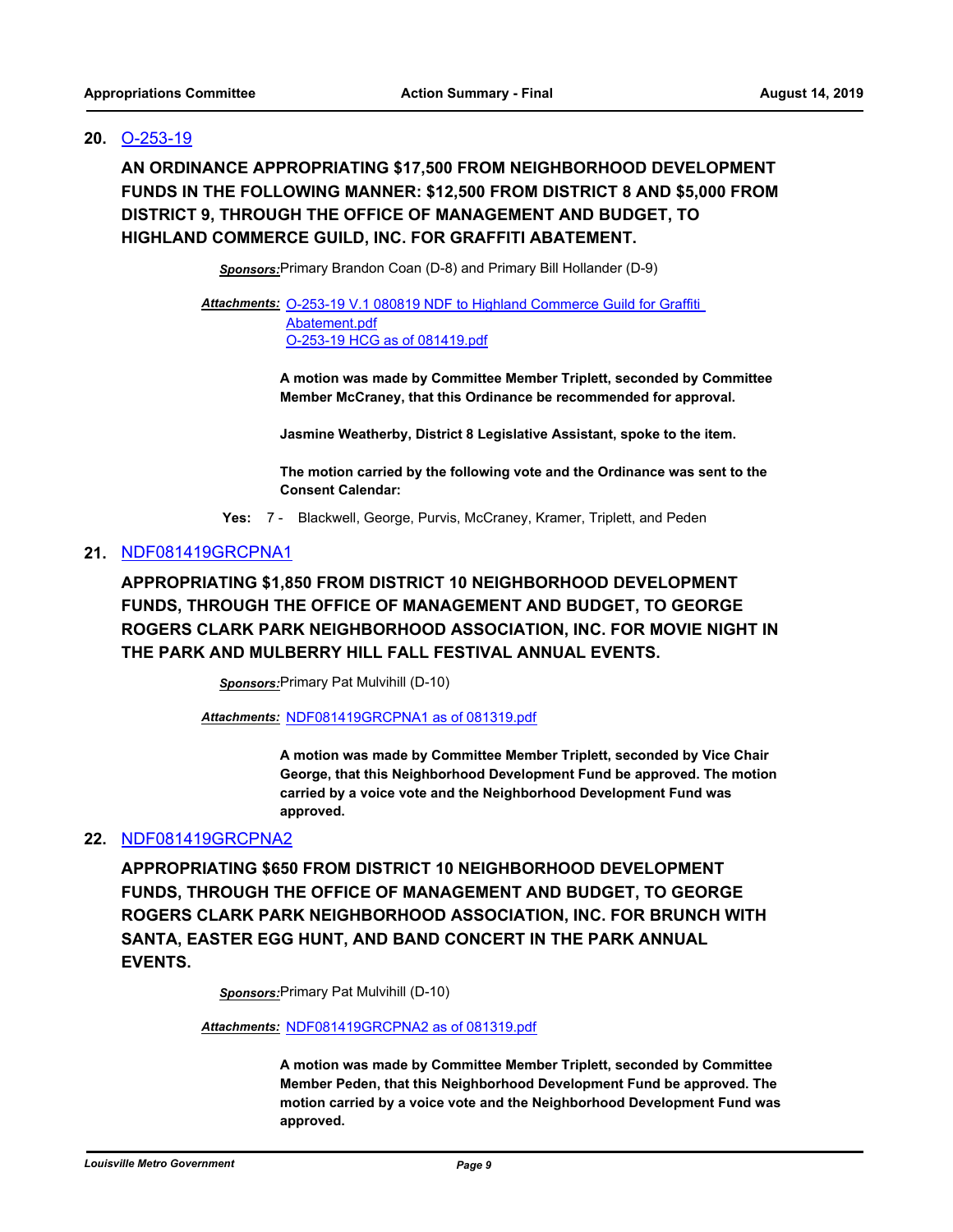**20.** O-253-19

**AN ORDINANCE APPROPRIATING $17,500 FROM NEIGHBORHOOD DEVELOPMENT FUNDS IN THE FOLLOWING MANNER: $12,500 FROM DISTRICT 8 AND $5,000 FROM DISTRICT 9, THROUGH THE OFFICE OF MANAGEMENT AND BUDGET, TO HIGHLAND COMMERCE GUILD, INC. FOR GRAFFITI ABATEMENT.**

***Sponsors:*** Primary Brandon Coan (D-8) and Primary Bill Hollander (D-9)

***Attachments:*** O-253-19 V.1 080819 NDF to Highland Commerce Guild for Graffiti Abatement.pdf
O-253-19 HCG as of 081419.pdf

**A motion was made by Committee Member Triplett, seconded by Committee Member McCraney, that this Ordinance be recommended for approval.**

**Jasmine Weatherby, District 8 Legislative Assistant, spoke to the item.**

**The motion carried by the following vote and the Ordinance was sent to the Consent Calendar:**

**Yes:** 7 - Blackwell, George, Purvis, McCraney, Kramer, Triplett, and Peden

**21.** NDF081419GRCPNA1

**APPROPRIATING $1,850 FROM DISTRICT 10 NEIGHBORHOOD DEVELOPMENT FUNDS, THROUGH THE OFFICE OF MANAGEMENT AND BUDGET, TO GEORGE ROGERS CLARK PARK NEIGHBORHOOD ASSOCIATION, INC. FOR MOVIE NIGHT IN THE PARK AND MULBERRY HILL FALL FESTIVAL ANNUAL EVENTS.**

***Sponsors:*** Primary Pat Mulvihill (D-10)

***Attachments:*** NDF081419GRCPNA1 as of 081319.pdf

**A motion was made by Committee Member Triplett, seconded by Vice Chair George, that this Neighborhood Development Fund be approved. The motion carried by a voice vote and the Neighborhood Development Fund was approved.**

**22.** NDF081419GRCPNA2

**APPROPRIATING $650 FROM DISTRICT 10 NEIGHBORHOOD DEVELOPMENT FUNDS, THROUGH THE OFFICE OF MANAGEMENT AND BUDGET, TO GEORGE ROGERS CLARK PARK NEIGHBORHOOD ASSOCIATION, INC. FOR BRUNCH WITH SANTA, EASTER EGG HUNT, AND BAND CONCERT IN THE PARK ANNUAL EVENTS.**

***Sponsors:*** Primary Pat Mulvihill (D-10)

***Attachments:*** NDF081419GRCPNA2 as of 081319.pdf

**A motion was made by Committee Member Triplett, seconded by Committee Member Peden, that this Neighborhood Development Fund be approved. The motion carried by a voice vote and the Neighborhood Development Fund was approved.**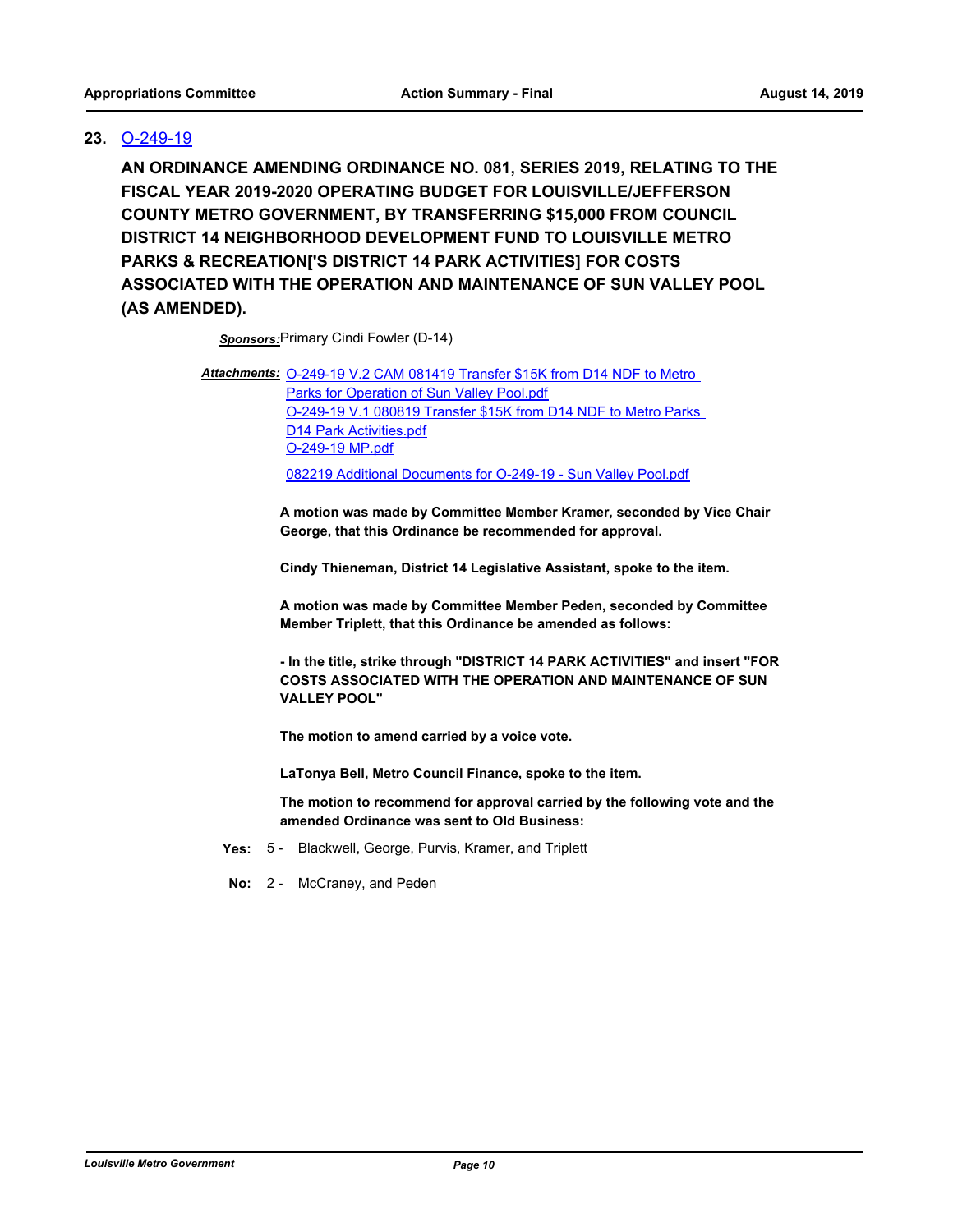## 23. O-249-19

**AN ORDINANCE AMENDING ORDINANCE NO. 081, SERIES 2019, RELATING TO THE FISCAL YEAR 2019-2020 OPERATING BUDGET FOR LOUISVILLE/JEFFERSON COUNTY METRO GOVERNMENT, BY TRANSFERRING $15,000 FROM COUNCIL DISTRICT 14 NEIGHBORHOOD DEVELOPMENT FUND TO LOUISVILLE METRO PARKS & RECREATION['S DISTRICT 14 PARK ACTIVITIES] FOR COSTS ASSOCIATED WITH THE OPERATION AND MAINTENANCE OF SUN VALLEY POOL (AS AMENDED).**

***Sponsors:*** Primary Cindi Fowler (D-14)

***Attachments:*** O-249-19 V.2 CAM 081419 Transfer $15K from D14 NDF to Metro Parks for Operation of Sun Valley Pool.pdf
O-249-19 V.1 080819 Transfer $15K from D14 NDF to Metro Parks D14 Park Activities.pdf
O-249-19 MP.pdf
082219 Additional Documents for O-249-19 - Sun Valley Pool.pdf

**A motion was made by Committee Member Kramer, seconded by Vice Chair George, that this Ordinance be recommended for approval.**

**Cindy Thieneman, District 14 Legislative Assistant, spoke to the item.**

**A motion was made by Committee Member Peden, seconded by Committee Member Triplett, that this Ordinance be amended as follows:**

**- In the title, strike through "DISTRICT 14 PARK ACTIVITIES" and insert "FOR COSTS ASSOCIATED WITH THE OPERATION AND MAINTENANCE OF SUN VALLEY POOL"**

**The motion to amend carried by a voice vote.**

**LaTonya Bell, Metro Council Finance, spoke to the item.**

**The motion to recommend for approval carried by the following vote and the amended Ordinance was sent to Old Business:**

**Yes:** 5 - Blackwell, George, Purvis, Kramer, and Triplett

**No:** 2 - McCraney, and Peden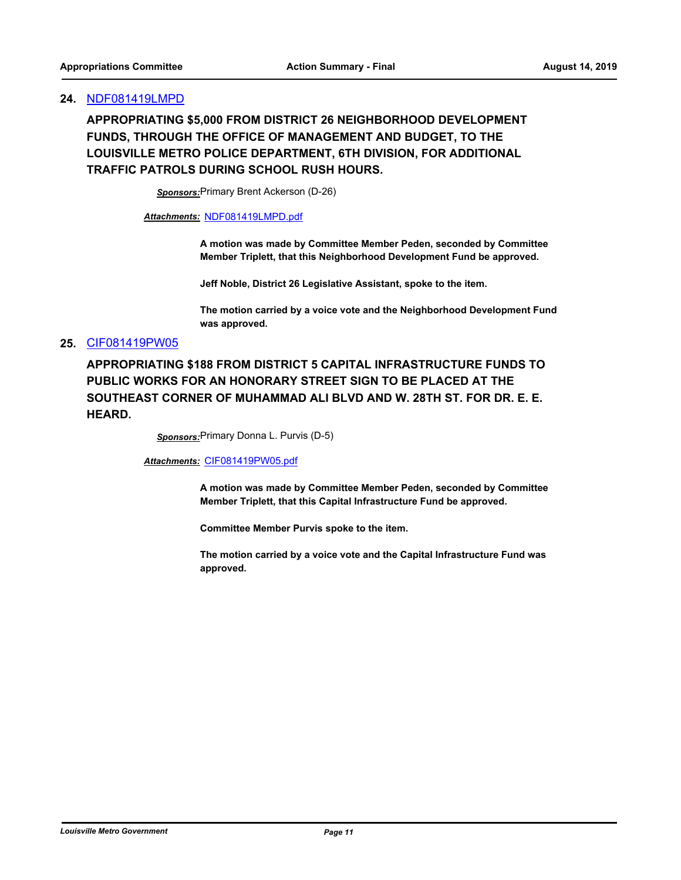## 24. NDF081419LMPD

**APPROPRIATING $5,000 FROM DISTRICT 26 NEIGHBORHOOD DEVELOPMENT FUNDS, THROUGH THE OFFICE OF MANAGEMENT AND BUDGET, TO THE LOUISVILLE METRO POLICE DEPARTMENT, 6TH DIVISION, FOR ADDITIONAL TRAFFIC PATROLS DURING SCHOOL RUSH HOURS.**

***Sponsors:*** Primary Brent Ackerson (D-26)

***Attachments:*** NDF081419LMPD.pdf

**A motion was made by Committee Member Peden, seconded by Committee Member Triplett, that this Neighborhood Development Fund be approved.**

**Jeff Noble, District 26 Legislative Assistant, spoke to the item.**

**The motion carried by a voice vote and the Neighborhood Development Fund was approved.**

## 25. CIF081419PW05

**APPROPRIATING $188 FROM DISTRICT 5 CAPITAL INFRASTRUCTURE FUNDS TO PUBLIC WORKS FOR AN HONORARY STREET SIGN TO BE PLACED AT THE SOUTHEAST CORNER OF MUHAMMAD ALI BLVD AND W. 28TH ST. FOR DR. E. E. HEARD.**

***Sponsors:*** Primary Donna L. Purvis (D-5)

***Attachments:*** CIF081419PW05.pdf

**A motion was made by Committee Member Peden, seconded by Committee Member Triplett, that this Capital Infrastructure Fund be approved.**

**Committee Member Purvis spoke to the item.**

**The motion carried by a voice vote and the Capital Infrastructure Fund was approved.**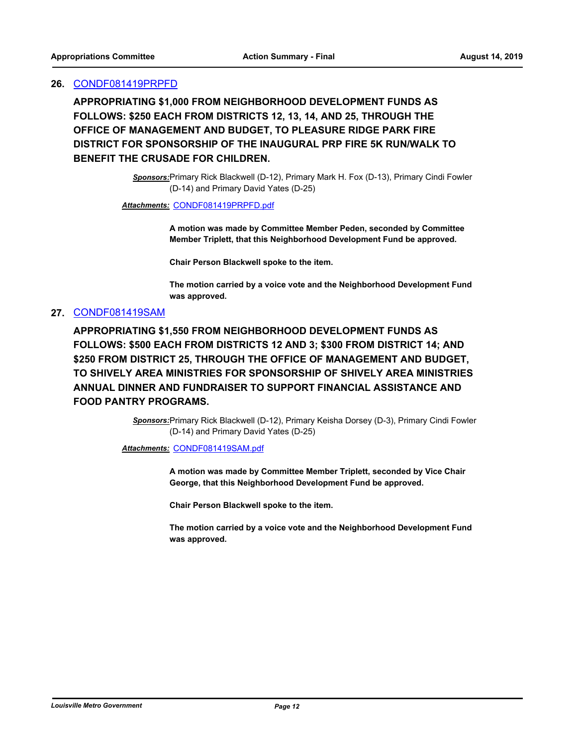**26.** CONDF081419PRPFD

**APPROPRIATING $1,000 FROM NEIGHBORHOOD DEVELOPMENT FUNDS AS FOLLOWS: $250 EACH FROM DISTRICTS 12, 13, 14, AND 25, THROUGH THE OFFICE OF MANAGEMENT AND BUDGET, TO PLEASURE RIDGE PARK FIRE DISTRICT FOR SPONSORSHIP OF THE INAUGURAL PRP FIRE 5K RUN/WALK TO BENEFIT THE CRUSADE FOR CHILDREN.**

***Sponsors:*** Primary Rick Blackwell (D-12), Primary Mark H. Fox (D-13), Primary Cindi Fowler (D-14) and Primary David Yates (D-25)

***Attachments:*** CONDF081419PRPFD.pdf

**A motion was made by Committee Member Peden, seconded by Committee Member Triplett, that this Neighborhood Development Fund be approved.**

**Chair Person Blackwell spoke to the item.**

**The motion carried by a voice vote and the Neighborhood Development Fund was approved.**

**27.** CONDF081419SAM

**APPROPRIATING $1,550 FROM NEIGHBORHOOD DEVELOPMENT FUNDS AS FOLLOWS: $500 EACH FROM DISTRICTS 12 AND 3; $300 FROM DISTRICT 14; AND $250 FROM DISTRICT 25, THROUGH THE OFFICE OF MANAGEMENT AND BUDGET, TO SHIVELY AREA MINISTRIES FOR SPONSORSHIP OF SHIVELY AREA MINISTRIES ANNUAL DINNER AND FUNDRAISER TO SUPPORT FINANCIAL ASSISTANCE AND FOOD PANTRY PROGRAMS.**

***Sponsors:*** Primary Rick Blackwell (D-12), Primary Keisha Dorsey (D-3), Primary Cindi Fowler (D-14) and Primary David Yates (D-25)

***Attachments:*** CONDF081419SAM.pdf

**A motion was made by Committee Member Triplett, seconded by Vice Chair George, that this Neighborhood Development Fund be approved.**

**Chair Person Blackwell spoke to the item.**

**The motion carried by a voice vote and the Neighborhood Development Fund was approved.**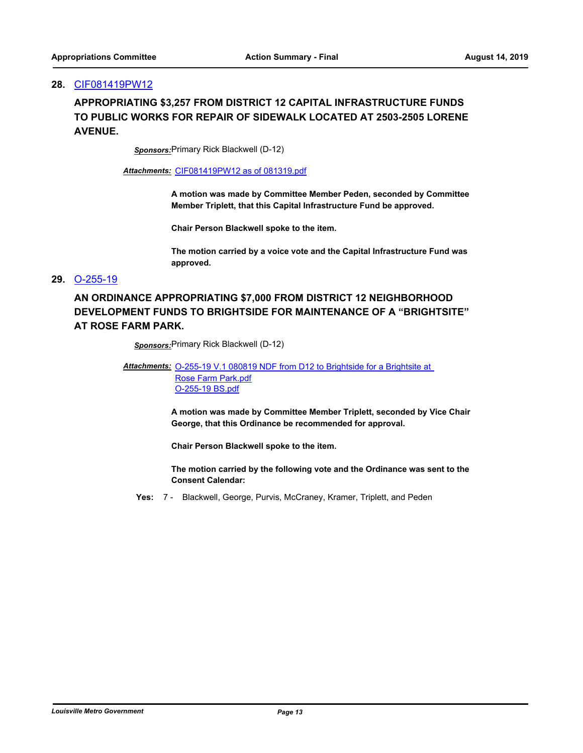**28.** CIF081419PW12

**APPROPRIATING $3,257 FROM DISTRICT 12 CAPITAL INFRASTRUCTURE FUNDS TO PUBLIC WORKS FOR REPAIR OF SIDEWALK LOCATED AT 2503-2505 LORENE AVENUE.**

***Sponsors:*** Primary Rick Blackwell (D-12)

***Attachments:*** CIF081419PW12 as of 081319.pdf

**A motion was made by Committee Member Peden, seconded by Committee Member Triplett, that this Capital Infrastructure Fund be approved.**

**Chair Person Blackwell spoke to the item.**

**The motion carried by a voice vote and the Capital Infrastructure Fund was approved.**

**29.** O-255-19

**AN ORDINANCE APPROPRIATING $7,000 FROM DISTRICT 12 NEIGHBORHOOD DEVELOPMENT FUNDS TO BRIGHTSIDE FOR MAINTENANCE OF A "BRIGHTSITE" AT ROSE FARM PARK.**

***Sponsors:*** Primary Rick Blackwell (D-12)

***Attachments:*** O-255-19 V.1 080819 NDF from D12 to Brightside for a Brightsite at Rose Farm Park.pdf
O-255-19 BS.pdf

**A motion was made by Committee Member Triplett, seconded by Vice Chair George, that this Ordinance be recommended for approval.**

**Chair Person Blackwell spoke to the item.**

**The motion carried by the following vote and the Ordinance was sent to the Consent Calendar:**

**Yes:** 7 - Blackwell, George, Purvis, McCraney, Kramer, Triplett, and Peden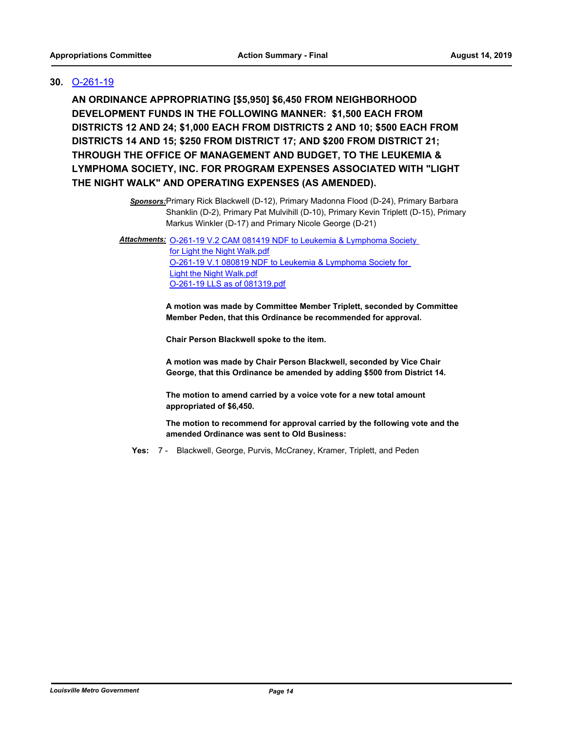**30.** O-261-19

**AN ORDINANCE APPROPRIATING [$5,950] $6,450 FROM NEIGHBORHOOD DEVELOPMENT FUNDS IN THE FOLLOWING MANNER: $1,500 EACH FROM DISTRICTS 12 AND 24; $1,000 EACH FROM DISTRICTS 2 AND 10; $500 EACH FROM DISTRICTS 14 AND 15; $250 FROM DISTRICT 17; AND $200 FROM DISTRICT 21; THROUGH THE OFFICE OF MANAGEMENT AND BUDGET, TO THE LEUKEMIA & LYMPHOMA SOCIETY, INC. FOR PROGRAM EXPENSES ASSOCIATED WITH "LIGHT THE NIGHT WALK" AND OPERATING EXPENSES (AS AMENDED).**

***Sponsors:*** Primary Rick Blackwell (D-12), Primary Madonna Flood (D-24), Primary Barbara Shanklin (D-2), Primary Pat Mulvihill (D-10), Primary Kevin Triplett (D-15), Primary Markus Winkler (D-17) and Primary Nicole George (D-21)

***Attachments:*** O-261-19 V.2 CAM 081419 NDF to Leukemia & Lymphoma Society for Light the Night Walk.pdf
O-261-19 V.1 080819 NDF to Leukemia & Lymphoma Society for Light the Night Walk.pdf
O-261-19 LLS as of 081319.pdf

**A motion was made by Committee Member Triplett, seconded by Committee Member Peden, that this Ordinance be recommended for approval.**

**Chair Person Blackwell spoke to the item.**

**A motion was made by Chair Person Blackwell, seconded by Vice Chair George, that this Ordinance be amended by adding $500 from District 14.**

**The motion to amend carried by a voice vote for a new total amount appropriated of $6,450.**

**The motion to recommend for approval carried by the following vote and the amended Ordinance was sent to Old Business:**

**Yes:** 7 - Blackwell, George, Purvis, McCraney, Kramer, Triplett, and Peden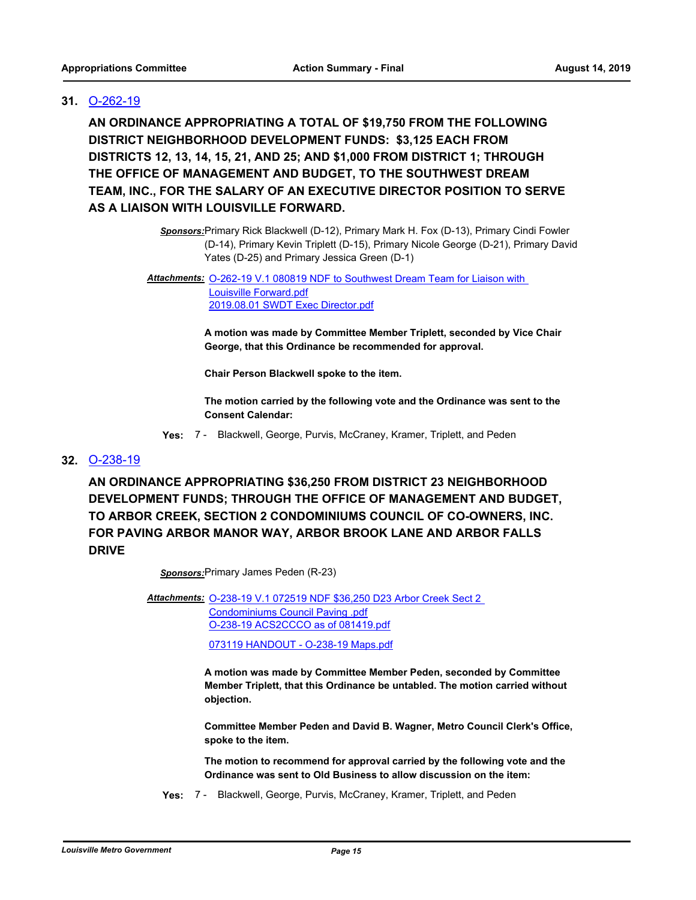## 31. O-262-19

**AN ORDINANCE APPROPRIATING A TOTAL OF $19,750 FROM THE FOLLOWING DISTRICT NEIGHBORHOOD DEVELOPMENT FUNDS: $3,125 EACH FROM DISTRICTS 12, 13, 14, 15, 21, AND 25; AND $1,000 FROM DISTRICT 1; THROUGH THE OFFICE OF MANAGEMENT AND BUDGET, TO THE SOUTHWEST DREAM TEAM, INC., FOR THE SALARY OF AN EXECUTIVE DIRECTOR POSITION TO SERVE AS A LIAISON WITH LOUISVILLE FORWARD.**

***Sponsors:*** Primary Rick Blackwell (D-12), Primary Mark H. Fox (D-13), Primary Cindi Fowler (D-14), Primary Kevin Triplett (D-15), Primary Nicole George (D-21), Primary David Yates (D-25) and Primary Jessica Green (D-1)

***Attachments:*** O-262-19 V.1 080819 NDF to Southwest Dream Team for Liaison with Louisville Forward.pdf
2019.08.01 SWDT Exec Director.pdf

**A motion was made by Committee Member Triplett, seconded by Vice Chair George, that this Ordinance be recommended for approval.**

**Chair Person Blackwell spoke to the item.**

**The motion carried by the following vote and the Ordinance was sent to the Consent Calendar:**

**Yes:** 7 - Blackwell, George, Purvis, McCraney, Kramer, Triplett, and Peden

## 32. O-238-19

**AN ORDINANCE APPROPRIATING $36,250 FROM DISTRICT 23 NEIGHBORHOOD DEVELOPMENT FUNDS; THROUGH THE OFFICE OF MANAGEMENT AND BUDGET, TO ARBOR CREEK, SECTION 2 CONDOMINIUMS COUNCIL OF CO-OWNERS, INC. FOR PAVING ARBOR MANOR WAY, ARBOR BROOK LANE AND ARBOR FALLS DRIVE**

***Sponsors:*** Primary James Peden (R-23)

***Attachments:*** O-238-19 V.1 072519 NDF $36,250 D23 Arbor Creek Sect 2 Condominiums Council Paving .pdf
O-238-19 ACS2CCCO as of 081419.pdf
073119 HANDOUT - O-238-19 Maps.pdf

**A motion was made by Committee Member Peden, seconded by Committee Member Triplett, that this Ordinance be untabled. The motion carried without objection.**

**Committee Member Peden and David B. Wagner, Metro Council Clerk's Office, spoke to the item.**

**The motion to recommend for approval carried by the following vote and the Ordinance was sent to Old Business to allow discussion on the item:**

**Yes:** 7 - Blackwell, George, Purvis, McCraney, Kramer, Triplett, and Peden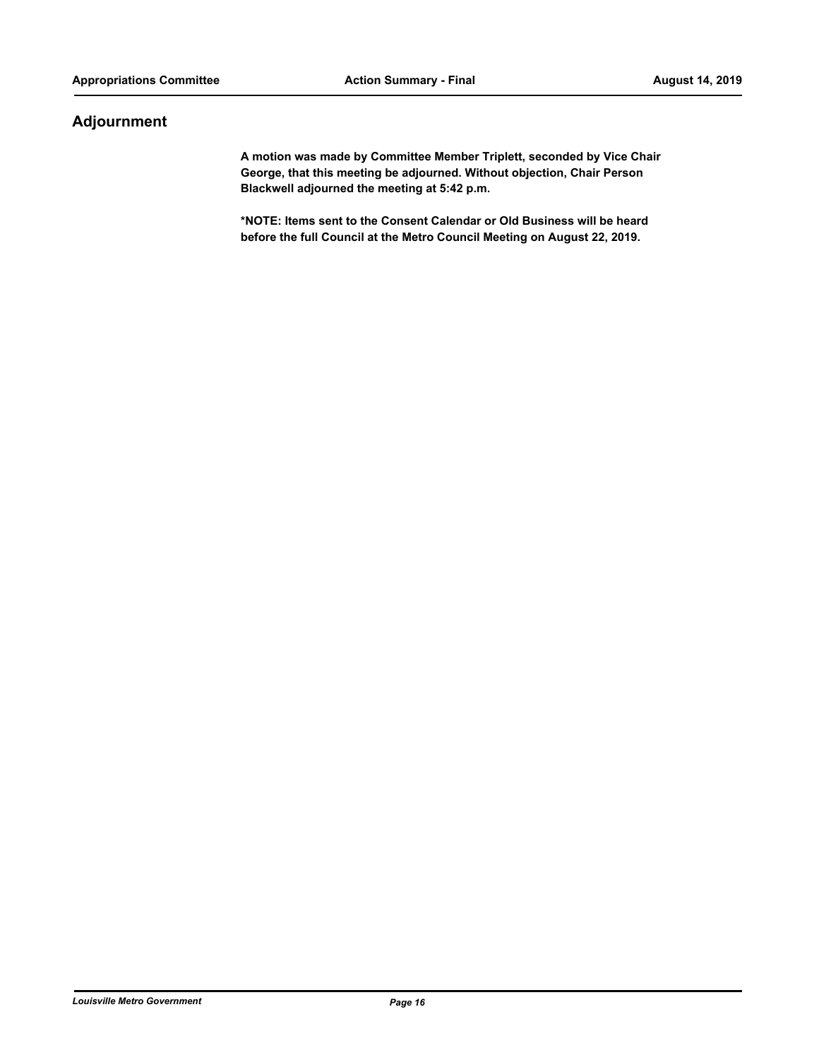## Adjournment

**A motion was made by Committee Member Triplett, seconded by Vice Chair George, that this meeting be adjourned. Without objection, Chair Person Blackwell adjourned the meeting at 5:42 p.m.**

***NOTE: Items sent to the Consent Calendar or Old Business will be heard before the full Council at the Metro Council Meeting on August 22, 2019.**